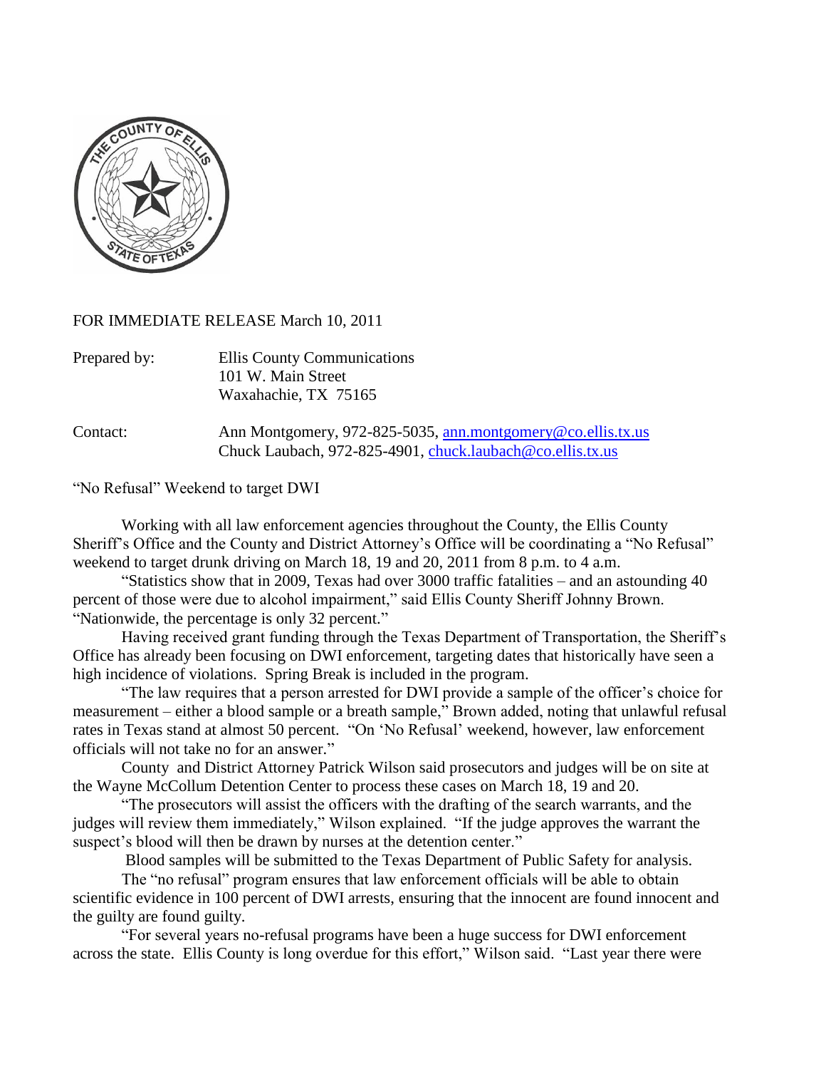FOR IMMEDIATE RELEASE March 10, 2011

Prepared by: Ellis County Communications
101 W. Main Street
Waxahachie, TX 75165

Contact: Ann Montgomery, 972-825-5035, ann.montgomery@co.ellis.tx.us
Chuck Laubach, 972-825-4901, chuck.laubach@co.ellis.tx.us

"No Refusal" Weekend to target DWI

Working with all law enforcement agencies throughout the County, the Ellis County Sheriff's Office and the County and District Attorney's Office will be coordinating a "No Refusal" weekend to target drunk driving on March 18, 19 and 20, 2011 from 8 p.m. to 4 a.m.

"Statistics show that in 2009, Texas had over 3000 traffic fatalities – and an astounding 40 percent of those were due to alcohol impairment," said Ellis County Sheriff Johnny Brown. "Nationwide, the percentage is only 32 percent."

Having received grant funding through the Texas Department of Transportation, the Sheriff's Office has already been focusing on DWI enforcement, targeting dates that historically have seen a high incidence of violations. Spring Break is included in the program.

"The law requires that a person arrested for DWI provide a sample of the officer's choice for measurement – either a blood sample or a breath sample," Brown added, noting that unlawful refusal rates in Texas stand at almost 50 percent. "On 'No Refusal' weekend, however, law enforcement officials will not take no for an answer."

County and District Attorney Patrick Wilson said prosecutors and judges will be on site at the Wayne McCollum Detention Center to process these cases on March 18, 19 and 20.

"The prosecutors will assist the officers with the drafting of the search warrants, and the judges will review them immediately," Wilson explained. "If the judge approves the warrant the suspect's blood will then be drawn by nurses at the detention center."

Blood samples will be submitted to the Texas Department of Public Safety for analysis.

The "no refusal" program ensures that law enforcement officials will be able to obtain scientific evidence in 100 percent of DWI arrests, ensuring that the innocent are found innocent and the guilty are found guilty.

"For several years no-refusal programs have been a huge success for DWI enforcement across the state. Ellis County is long overdue for this effort," Wilson said. "Last year there were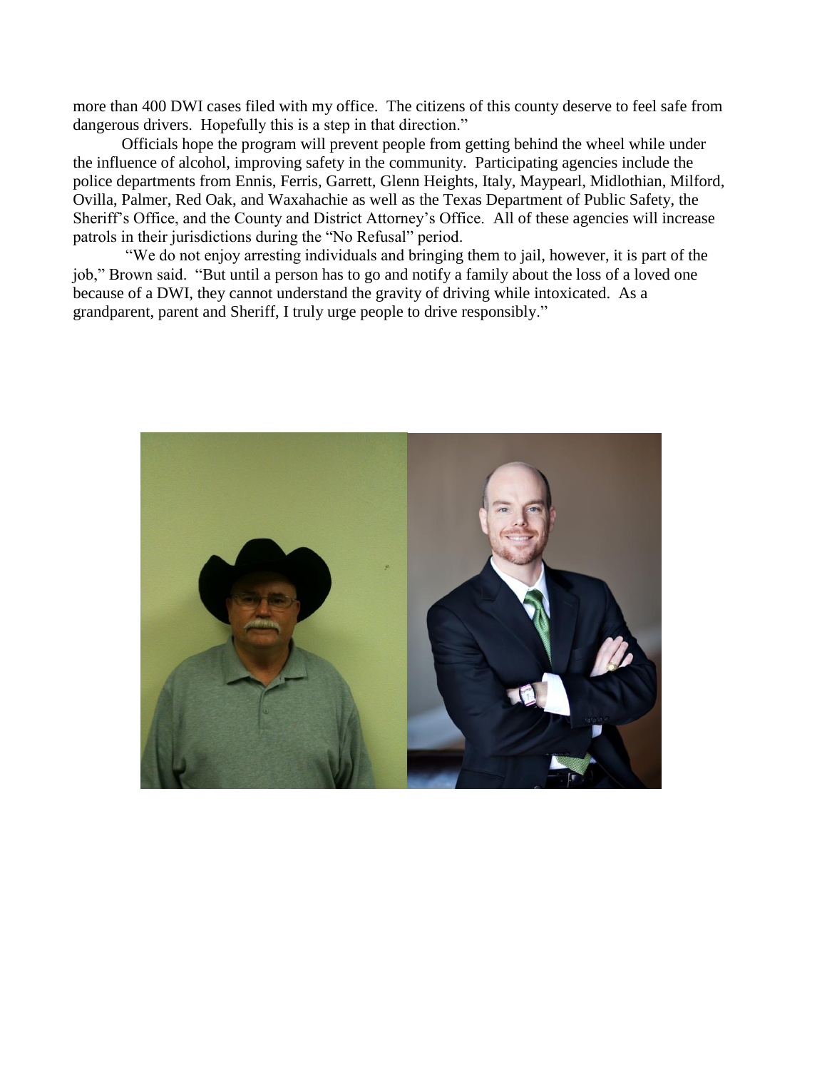more than 400 DWI cases filed with my office. The citizens of this county deserve to feel safe from dangerous drivers. Hopefully this is a step in that direction."

Officials hope the program will prevent people from getting behind the wheel while under the influence of alcohol, improving safety in the community. Participating agencies include the police departments from Ennis, Ferris, Garrett, Glenn Heights, Italy, Maypearl, Midlothian, Milford, Ovilla, Palmer, Red Oak, and Waxahachie as well as the Texas Department of Public Safety, the Sheriff's Office, and the County and District Attorney's Office. All of these agencies will increase patrols in their jurisdictions during the "No Refusal" period.

"We do not enjoy arresting individuals and bringing them to jail, however, it is part of the job," Brown said. "But until a person has to go and notify a family about the loss of a loved one because of a DWI, they cannot understand the gravity of driving while intoxicated. As a grandparent, parent and Sheriff, I truly urge people to drive responsibly."